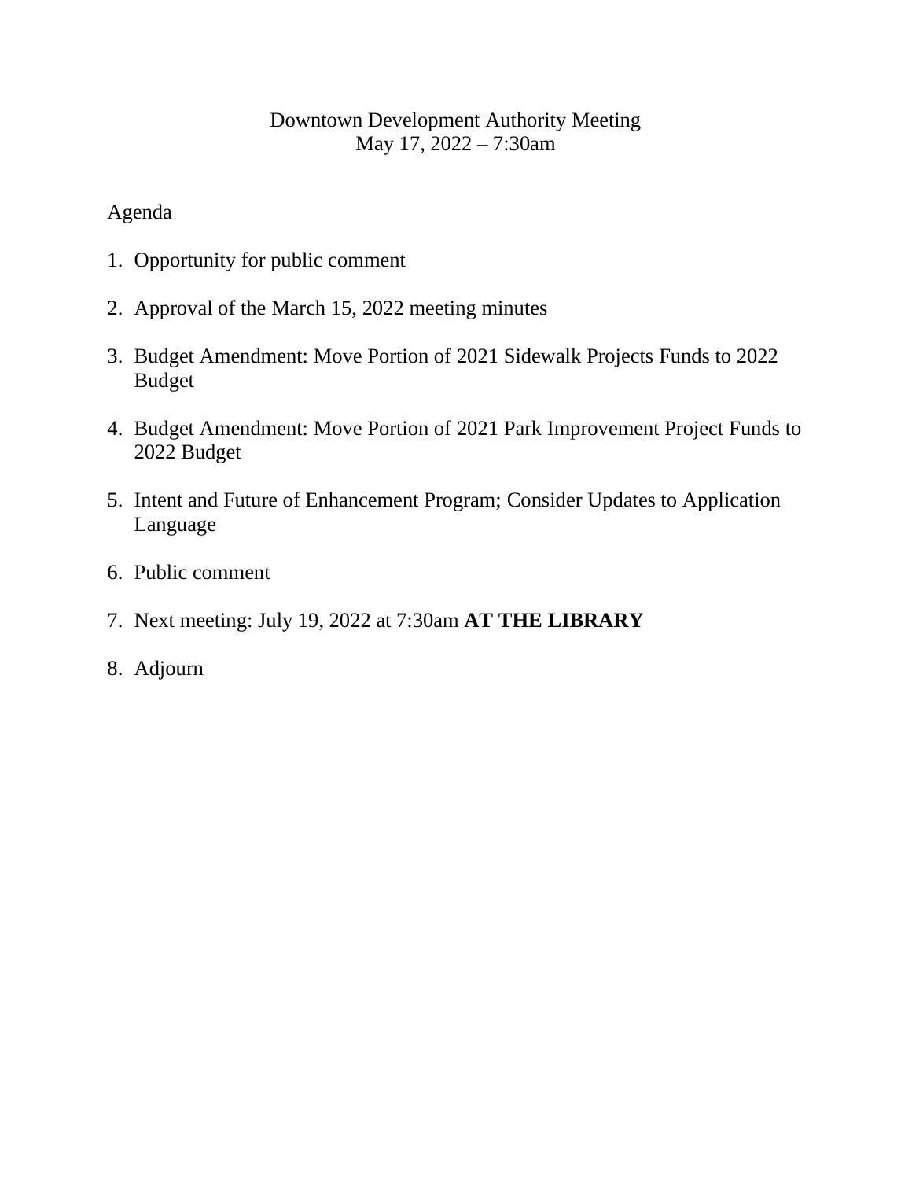# Downtown Development Authority Meeting
May 17, 2022 – 7:30am

Agenda

1. Opportunity for public comment

2. Approval of the March 15, 2022 meeting minutes

3. Budget Amendment: Move Portion of 2021 Sidewalk Projects Funds to 2022 Budget

4. Budget Amendment: Move Portion of 2021 Park Improvement Project Funds to 2022 Budget

5. Intent and Future of Enhancement Program; Consider Updates to Application Language

6. Public comment

7. Next meeting: July 19, 2022 at 7:30am **AT THE LIBRARY**

8. Adjourn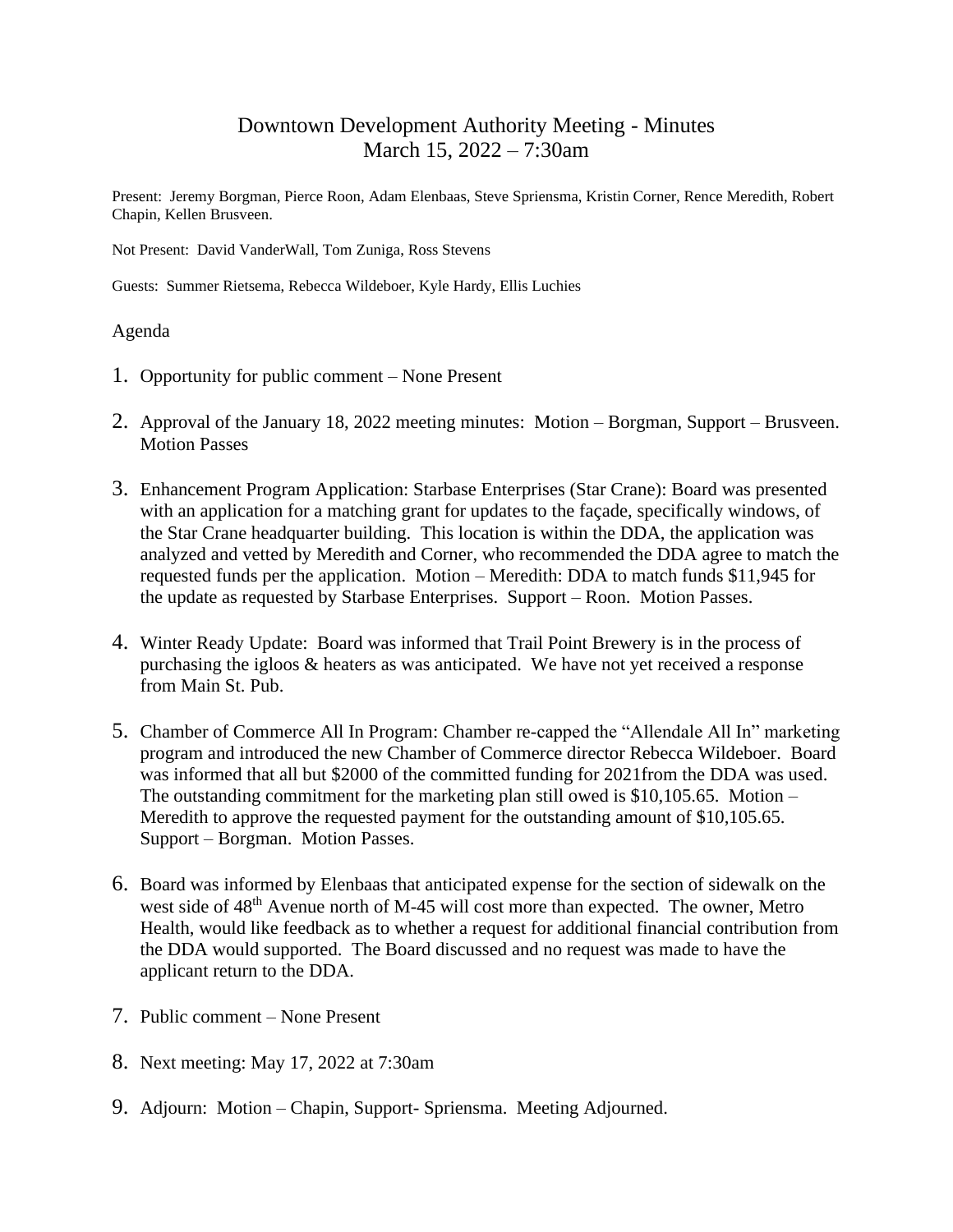# Downtown Development Authority Meeting - Minutes
## March 15, 2022 – 7:30am

Present: Jeremy Borgman, Pierce Roon, Adam Elenbaas, Steve Spriensma, Kristin Corner, Rence Meredith, Robert Chapin, Kellen Brusveen.

Not Present: David VanderWall, Tom Zuniga, Ross Stevens

Guests: Summer Rietsema, Rebecca Wildeboer, Kyle Hardy, Ellis Luchies

Agenda

1. Opportunity for public comment – None Present

2. Approval of the January 18, 2022 meeting minutes: Motion – Borgman, Support – Brusveen. Motion Passes

3. Enhancement Program Application: Starbase Enterprises (Star Crane): Board was presented with an application for a matching grant for updates to the façade, specifically windows, of the Star Crane headquarter building. This location is within the DDA, the application was analyzed and vetted by Meredith and Corner, who recommended the DDA agree to match the requested funds per the application. Motion – Meredith: DDA to match funds $11,945 for the update as requested by Starbase Enterprises. Support – Roon. Motion Passes.

4. Winter Ready Update: Board was informed that Trail Point Brewery is in the process of purchasing the igloos & heaters as was anticipated. We have not yet received a response from Main St. Pub.

5. Chamber of Commerce All In Program: Chamber re-capped the "Allendale All In" marketing program and introduced the new Chamber of Commerce director Rebecca Wildeboer. Board was informed that all but $2000 of the committed funding for 2021from the DDA was used. The outstanding commitment for the marketing plan still owed is $10,105.65. Motion – Meredith to approve the requested payment for the outstanding amount of $10,105.65. Support – Borgman. Motion Passes.

6. Board was informed by Elenbaas that anticipated expense for the section of sidewalk on the west side of 48th Avenue north of M-45 will cost more than expected. The owner, Metro Health, would like feedback as to whether a request for additional financial contribution from the DDA would supported. The Board discussed and no request was made to have the applicant return to the DDA.

7. Public comment – None Present

8. Next meeting: May 17, 2022 at 7:30am

9. Adjourn: Motion – Chapin, Support- Spriensma. Meeting Adjourned.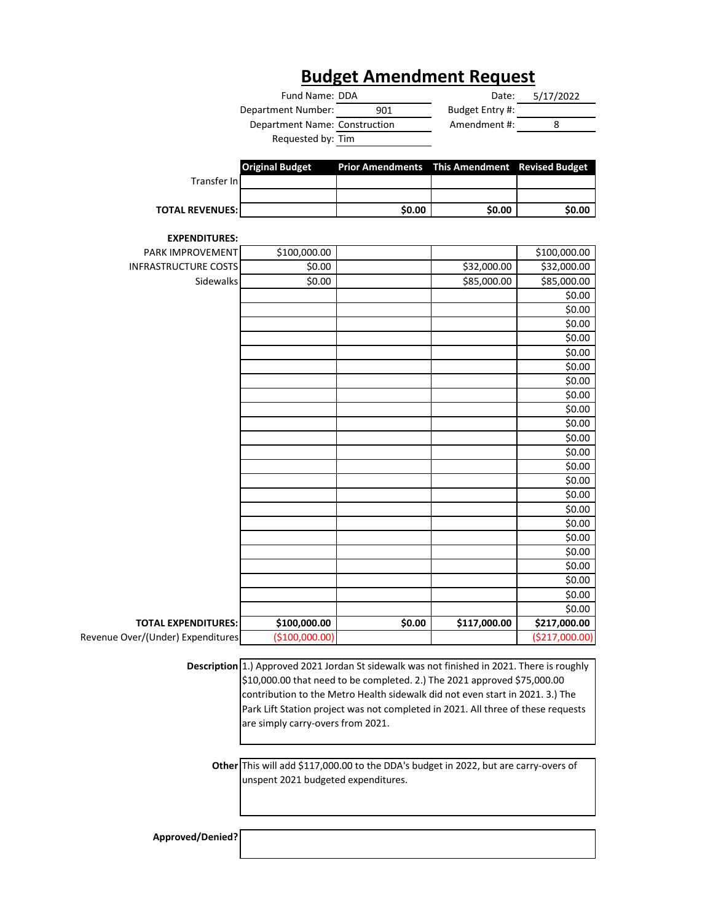# Budget Amendment Request

| | | | |
|---|---|---|---|
| Fund Name: | DDA | Date: | 5/17/2022 |
| Department Number: | 901 | Budget Entry #: | |
| Department Name: | Construction | Amendment #: | 8 |
| Requested by: | Tim | | |

| | Original Budget | Prior Amendments | This Amendment | Revised Budget |
|---|---|---|---|---|
| Transfer In | | | | |
| | | | | |
| **TOTAL REVENUES:** | | **$0.00** | **$0.00** | **$0.00** |
| | | | | |
| **EXPENDITURES:** | | | | |
| PARK IMPROVEMENT | $100,000.00 | | | $100,000.00 |
| INFRASTRUCTURE COSTS | $0.00 | | $32,000.00 | $32,000.00 |
| Sidewalks | $0.00 | | $85,000.00 | $85,000.00 |
| | | | | $0.00 |
| | | | | $0.00 |
| | | | | $0.00 |
| | | | | $0.00 |
| | | | | $0.00 |
| | | | | $0.00 |
| | | | | $0.00 |
| | | | | $0.00 |
| | | | | $0.00 |
| | | | | $0.00 |
| | | | | $0.00 |
| | | | | $0.00 |
| | | | | $0.00 |
| | | | | $0.00 |
| | | | | $0.00 |
| | | | | $0.00 |
| | | | | $0.00 |
| | | | | $0.00 |
| | | | | $0.00 |
| | | | | $0.00 |
| | | | | $0.00 |
| | | | | $0.00 |
| | | | | $0.00 |
| **TOTAL EXPENDITURES:** | **$100,000.00** | **$0.00** | **$117,000.00** | **$217,000.00** |
| Revenue Over/(Under) Expenditures | ($100,000.00) | | | ($217,000.00) |

**Description** 1.) Approved 2021 Jordan St sidewalk was not finished in 2021. There is roughly $10,000.00 that need to be completed. 2.) The 2021 approved $75,000.00 contribution to the Metro Health sidewalk did not even start in 2021. 3.) The Park Lift Station project was not completed in 2021. All three of these requests are simply carry-overs from 2021.

**Other** This will add $117,000.00 to the DDA's budget in 2022, but are carry-overs of unspent 2021 budgeted expenditures.

**Approved/Denied?**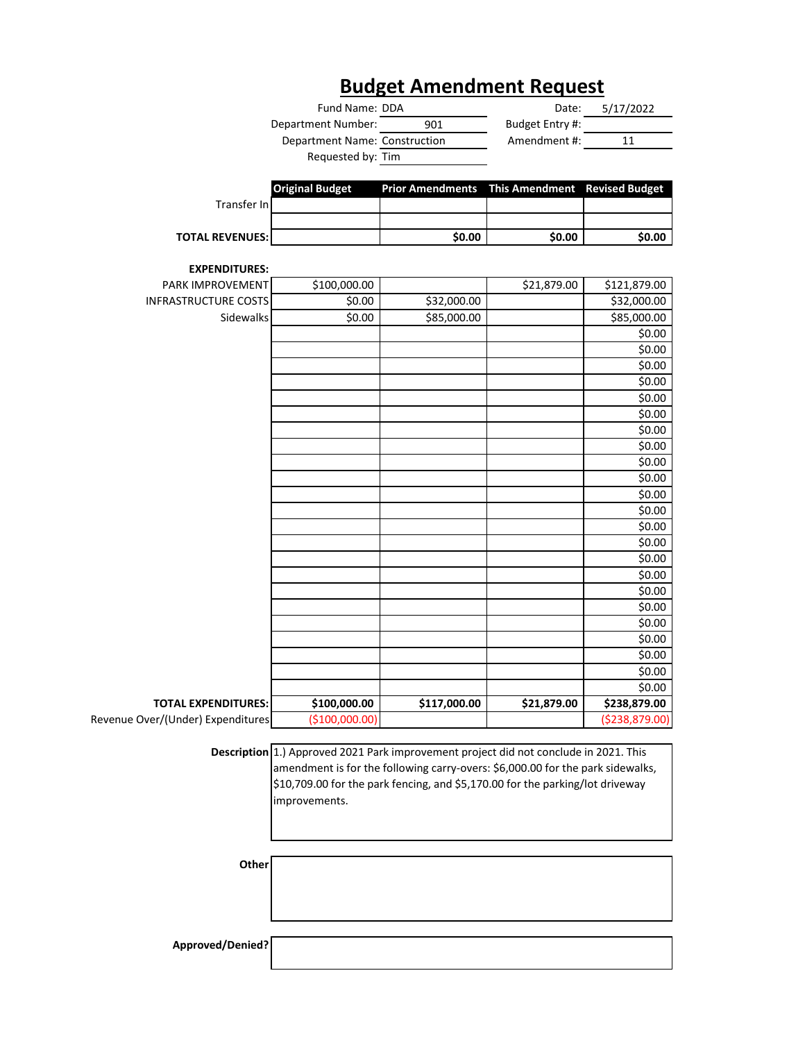# Budget Amendment Request

| | | | |
|---|---|---|---|
| Fund Name: | DDA | Date: | 5/17/2022 |
| Department Number: | 901 | Budget Entry #: | |
| Department Name: | Construction | Amendment #: | 11 |
| Requested by: | Tim | | |

| | Original Budget | Prior Amendments | This Amendment | Revised Budget |
|---|---|---|---|---|
| Transfer In | | | | |
| | | | | |
| **TOTAL REVENUES:** | | **$0.00** | **$0.00** | **$0.00** |
| | | | | |
| **EXPENDITURES:** | | | | |
| PARK IMPROVEMENT | $100,000.00 | | $21,879.00 | $121,879.00 |
| INFRASTRUCTURE COSTS | $0.00 | $32,000.00 | | $32,000.00 |
| Sidewalks | $0.00 | $85,000.00 | | $85,000.00 |
| | | | | $0.00 |
| | | | | $0.00 |
| | | | | $0.00 |
| | | | | $0.00 |
| | | | | $0.00 |
| | | | | $0.00 |
| | | | | $0.00 |
| | | | | $0.00 |
| | | | | $0.00 |
| | | | | $0.00 |
| | | | | $0.00 |
| | | | | $0.00 |
| | | | | $0.00 |
| | | | | $0.00 |
| | | | | $0.00 |
| | | | | $0.00 |
| | | | | $0.00 |
| | | | | $0.00 |
| | | | | $0.00 |
| | | | | $0.00 |
| | | | | $0.00 |
| | | | | $0.00 |
| | | | | $0.00 |
| **TOTAL EXPENDITURES:** | **$100,000.00** | **$117,000.00** | **$21,879.00** | **$238,879.00** |
| Revenue Over/(Under) Expenditures | ($100,000.00) | | | ($238,879.00) |

**Description** 1.) Approved 2021 Park improvement project did not conclude in 2021. This amendment is for the following carry-overs: $6,000.00 for the park sidewalks, $10,709.00 for the park fencing, and $5,170.00 for the parking/lot driveway improvements.

**Other**

**Approved/Denied?**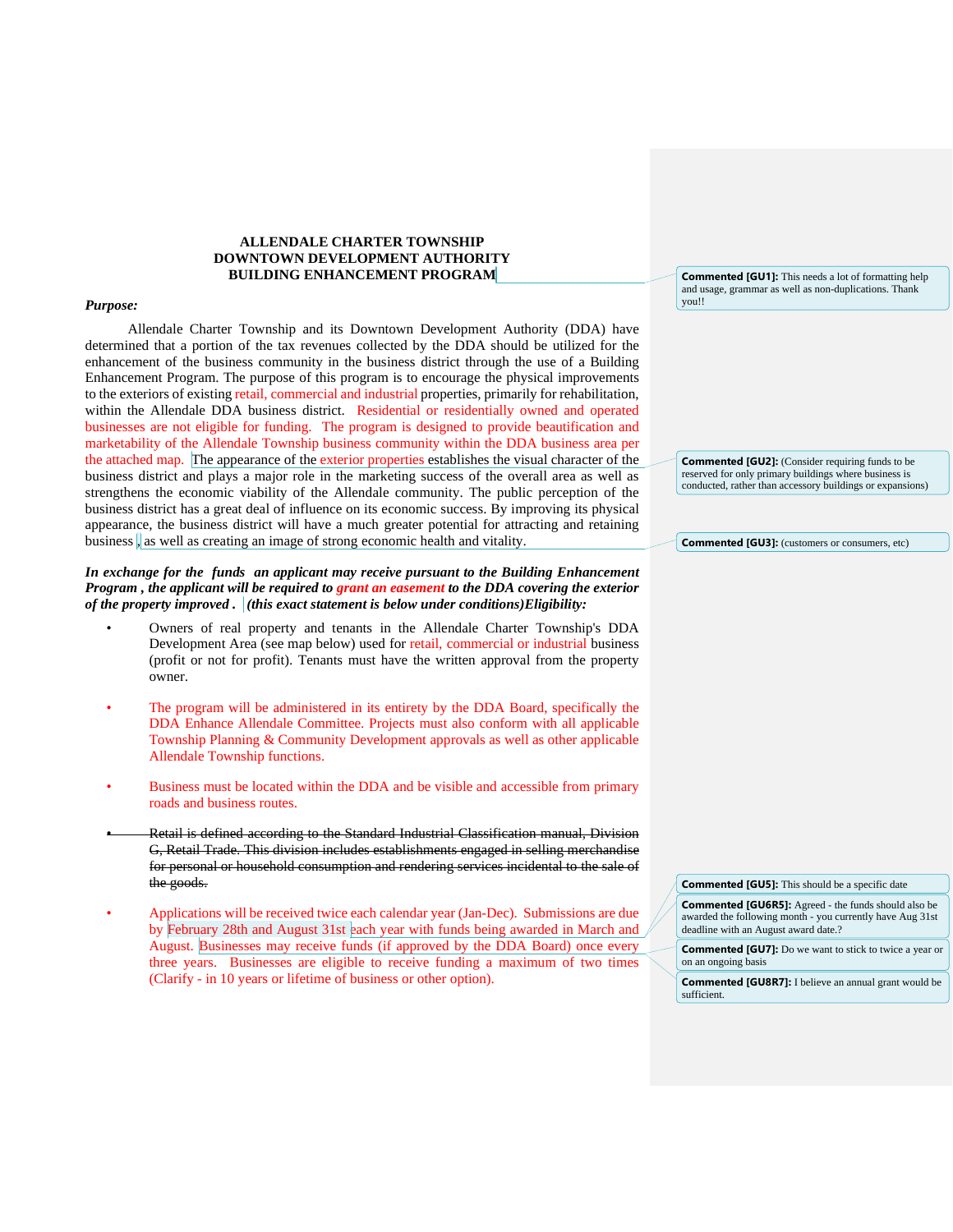**ALLENDALE CHARTER TOWNSHIP**
**DOWNTOWN DEVELOPMENT AUTHORITY**
**BUILDING ENHANCEMENT PROGRAM**

***Purpose:***

Allendale Charter Township and its Downtown Development Authority (DDA) have determined that a portion of the tax revenues collected by the DDA should be utilized for the enhancement of the business community in the business district through the use of a Building Enhancement Program. The purpose of this program is to encourage the physical improvements to the exteriors of existing retail, commercial and industrial properties, primarily for rehabilitation, within the Allendale DDA business district. Residential or residentially owned and operated businesses are not eligible for funding. The program is designed to provide beautification and marketability of the Allendale Township business community within the DDA business area per the attached map. The appearance of the exterior properties establishes the visual character of the business district and plays a major role in the marketing success of the overall area as well as strengthens the economic viability of the Allendale community. The public perception of the business district has a great deal of influence on its economic success. By improving its physical appearance, the business district will have a much greater potential for attracting and retaining business , as well as creating an image of strong economic health and vitality.

***In exchange for the funds an applicant may receive pursuant to the Building Enhancement Program , the applicant will be required to grant an easement to the DDA covering the exterior of the property improved . (this exact statement is below under conditions)Eligibility:***

- Owners of real property and tenants in the Allendale Charter Township's DDA Development Area (see map below) used for retail, commercial or industrial business (profit or not for profit). Tenants must have the written approval from the property owner.

- The program will be administered in its entirety by the DDA Board, specifically the DDA Enhance Allendale Committee. Projects must also conform with all applicable Township Planning & Community Development approvals as well as other applicable Allendale Township functions.

- Business must be located within the DDA and be visible and accessible from primary roads and business routes.

- ~~Retail is defined according to the Standard Industrial Classification manual, Division G, Retail Trade. This division includes establishments engaged in selling merchandise for personal or household consumption and rendering services incidental to the sale of the goods.~~

- Applications will be received twice each calendar year (Jan-Dec). Submissions are due by February 28th and August 31st each year with funds being awarded in March and August. Businesses may receive funds (if approved by the DDA Board) once every three years. Businesses are eligible to receive funding a maximum of two times (Clarify - in 10 years or lifetime of business or other option).

**Commented [GU1]:** This needs a lot of formatting help and usage, grammar as well as non-duplications. Thank you!!

**Commented [GU2]:** (Consider requiring funds to be reserved for only primary buildings where business is conducted, rather than accessory buildings or expansions)

**Commented [GU3]:** (customers or consumers, etc)

**Commented [GU5]:** This should be a specific date

**Commented [GU6R5]:** Agreed - the funds should also be awarded the following month - you currently have Aug 31st deadline with an August award date.?

**Commented [GU7]:** Do we want to stick to twice a year or on an ongoing basis

**Commented [GU8R7]:** I believe an annual grant would be sufficient.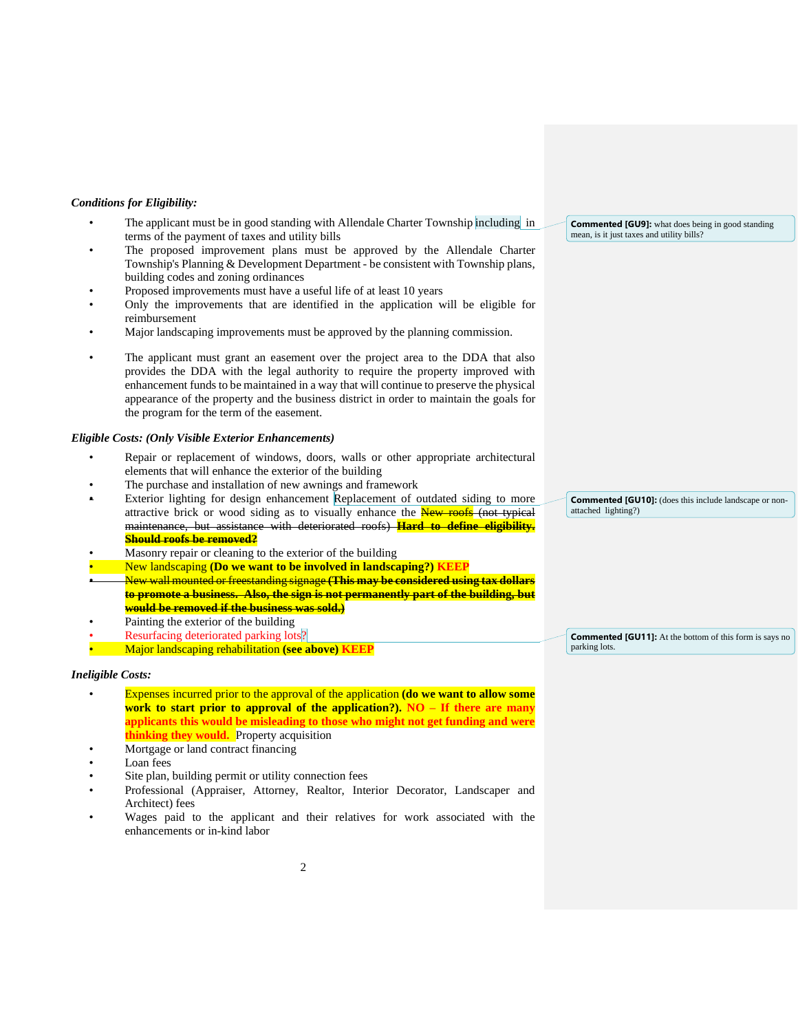***Conditions for Eligibility:***

- The applicant must be in good standing with Allendale Charter Township including in terms of the payment of taxes and utility bills
- The proposed improvement plans must be approved by the Allendale Charter Township's Planning & Development Department - be consistent with Township plans, building codes and zoning ordinances
- Proposed improvements must have a useful life of at least 10 years
- Only the improvements that are identified in the application will be eligible for reimbursement
- Major landscaping improvements must be approved by the planning commission.
- The applicant must grant an easement over the project area to the DDA that also provides the DDA with the legal authority to require the property improved with enhancement funds to be maintained in a way that will continue to preserve the physical appearance of the property and the business district in order to maintain the goals for the program for the term of the easement.

***Eligible Costs: (Only Visible Exterior Enhancements)***

- Repair or replacement of windows, doors, walls or other appropriate architectural elements that will enhance the exterior of the building
- The purchase and installation of new awnings and framework
- Exterior lighting for design enhancement Replacement of outdated siding to more attractive brick or wood siding as to visually enhance the ~~New roofs (not typical maintenance, but assistance with deteriorated roofs)~~ ~~**Hard to define eligibility. Should roofs be removed?**~~
- Masonry repair or cleaning to the exterior of the building
- New landscaping **(Do we want to be involved in landscaping?) KEEP**
- ~~New wall mounted or freestanding signage~~ ~~**(This may be considered using tax dollars to promote a business. Also, the sign is not permanently part of the building, but would be removed if the business was sold.)**~~
- Painting the exterior of the building
- Resurfacing deteriorated parking lots?
- Major landscaping rehabilitation **(see above) KEEP**

***Ineligible Costs:***

- Expenses incurred prior to the approval of the application **(do we want to allow some work to start prior to approval of the application?). NO – If there are many applicants this would be misleading to those who might not get funding and were thinking they would.** Property acquisition
- Mortgage or land contract financing
- Loan fees
- Site plan, building permit or utility connection fees
- Professional (Appraiser, Attorney, Realtor, Interior Decorator, Landscaper and Architect) fees
- Wages paid to the applicant and their relatives for work associated with the enhancements or in-kind labor

**Commented [GU9]:** what does being in good standing mean, is it just taxes and utility bills?

**Commented [GU10]:** (does this include landscape or non-attached lighting?)

**Commented [GU11]:** At the bottom of this form is says no parking lots.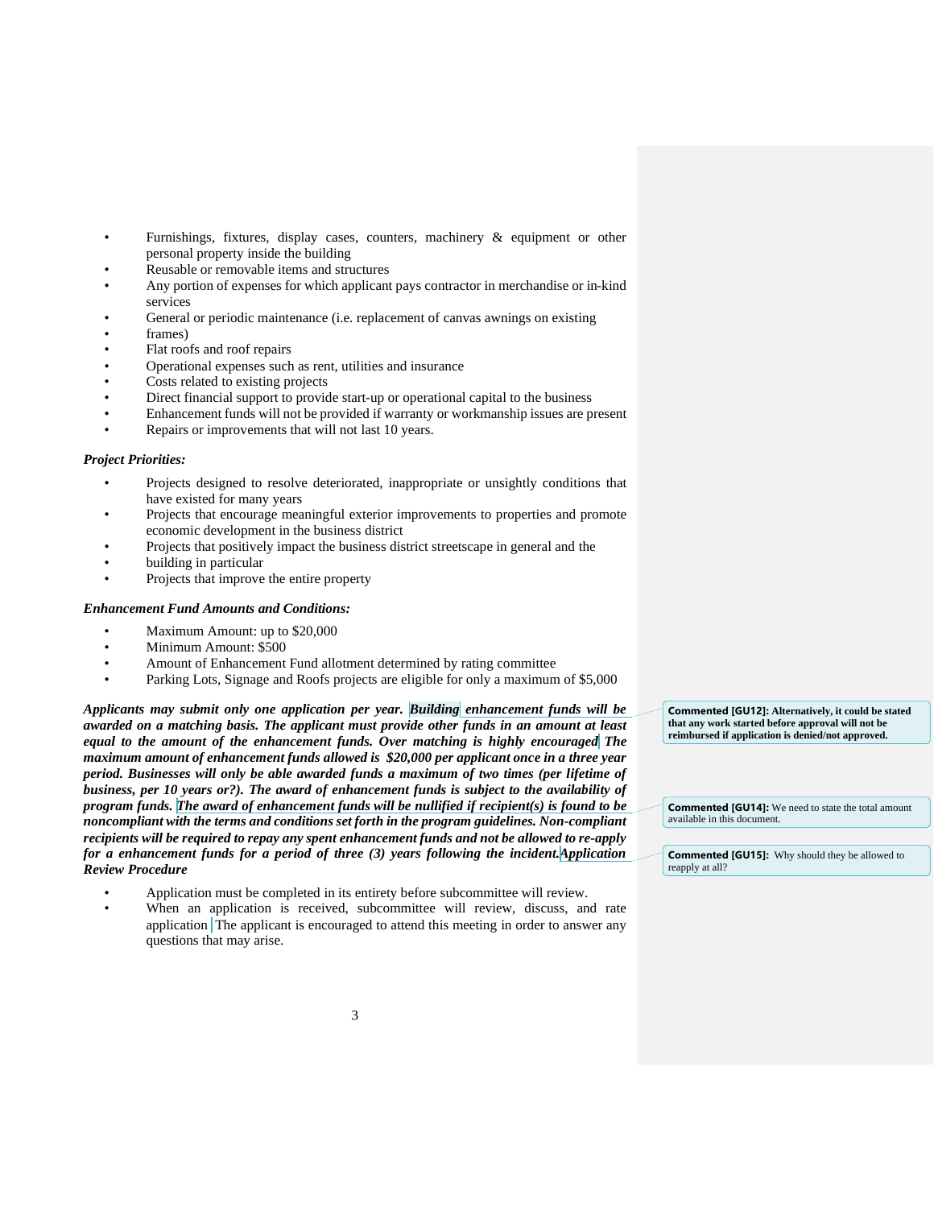- Furnishings, fixtures, display cases, counters, machinery & equipment or other personal property inside the building
- Reusable or removable items and structures
- Any portion of expenses for which applicant pays contractor in merchandise or in-kind services
- General or periodic maintenance (i.e. replacement of canvas awnings on existing
- frames)
- Flat roofs and roof repairs
- Operational expenses such as rent, utilities and insurance
- Costs related to existing projects
- Direct financial support to provide start-up or operational capital to the business
- Enhancement funds will not be provided if warranty or workmanship issues are present
- Repairs or improvements that will not last 10 years.

***Project Priorities:***

- Projects designed to resolve deteriorated, inappropriate or unsightly conditions that have existed for many years
- Projects that encourage meaningful exterior improvements to properties and promote economic development in the business district
- Projects that positively impact the business district streetscape in general and the
- building in particular
- Projects that improve the entire property

***Enhancement Fund Amounts and Conditions:***

- Maximum Amount: up to $20,000
- Minimum Amount: $500
- Amount of Enhancement Fund allotment determined by rating committee
- Parking Lots, Signage and Roofs projects are eligible for only a maximum of $5,000

***Applicants may submit only one application per year. Building enhancement funds will be awarded on a matching basis. The applicant must provide other funds in an amount at least equal to the amount of the enhancement funds. Over matching is highly encouraged The maximum amount of enhancement funds allowed is $20,000 per applicant once in a three year period. Businesses will only be able awarded funds a maximum of two times (per lifetime of business, per 10 years or?). The award of enhancement funds is subject to the availability of program funds. The award of enhancement funds will be nullified if recipient(s) is found to be noncompliant with the terms and conditions set forth in the program guidelines. Non-compliant recipients will be required to repay any spent enhancement funds and not be allowed to re-apply for a enhancement funds for a period of three (3) years following the incident.Application Review Procedure***

- Application must be completed in its entirety before subcommittee will review.
- When an application is received, subcommittee will review, discuss, and rate application The applicant is encouraged to attend this meeting in order to answer any questions that may arise.

**Commented [GU12]:** **Alternatively, it could be stated that any work started before approval will not be reimbursed if application is denied/not approved.**

**Commented [GU14]:** We need to state the total amount available in this document.

**Commented [GU15]:** Why should they be allowed to reapply at all?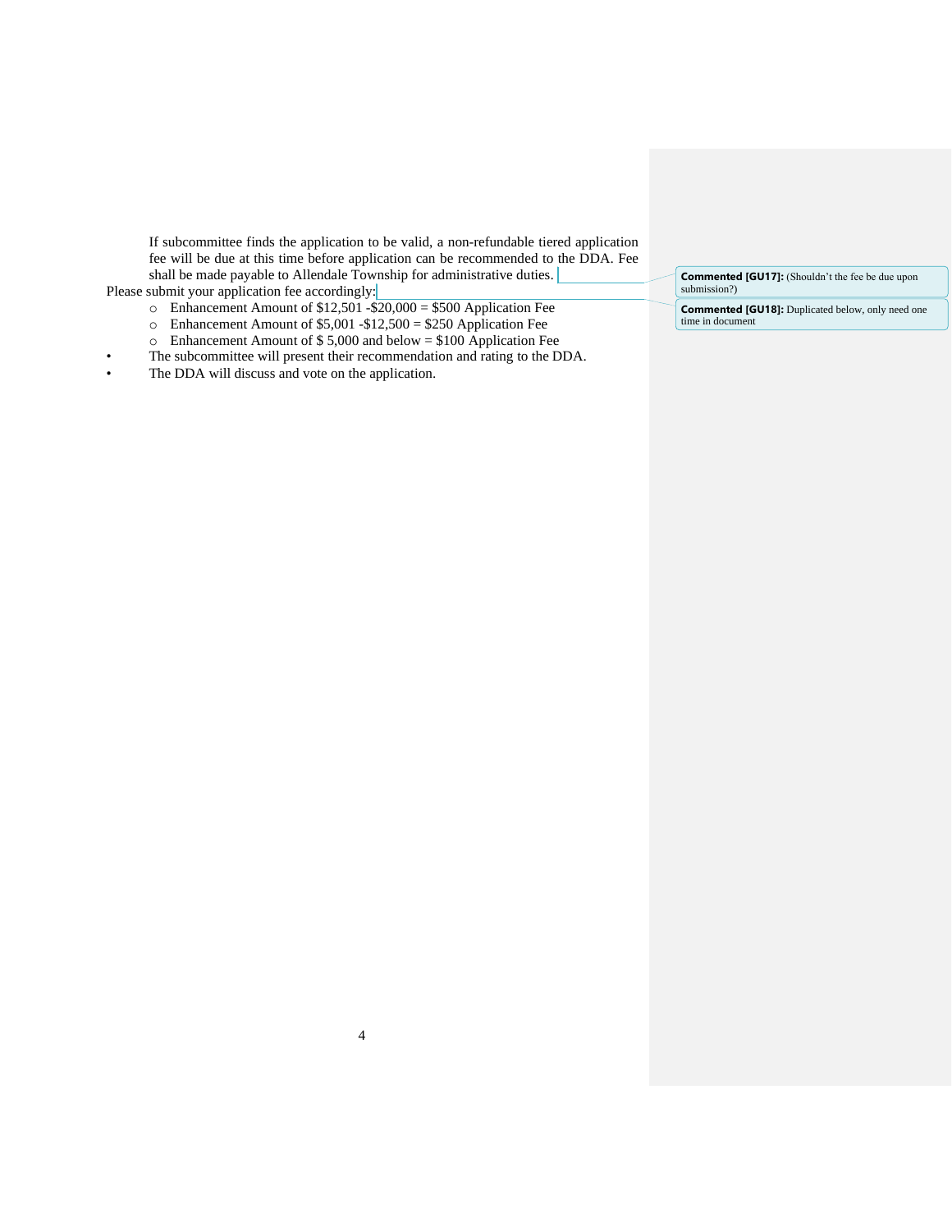If subcommittee finds the application to be valid, a non-refundable tiered application fee will be due at this time before application can be recommended to the DDA. Fee shall be made payable to Allendale Township for administrative duties.

Please submit your application fee accordingly:

- Enhancement Amount of $12,501 -$20,000 = $500 Application Fee
- Enhancement Amount of $5,001 -$12,500 = $250 Application Fee
- Enhancement Amount of $ 5,000 and below = $100 Application Fee

- The subcommittee will present their recommendation and rating to the DDA.
- The DDA will discuss and vote on the application.

**Commented [GU17]:** (Shouldn't the fee be due upon submission?)

**Commented [GU18]:** Duplicated below, only need one time in document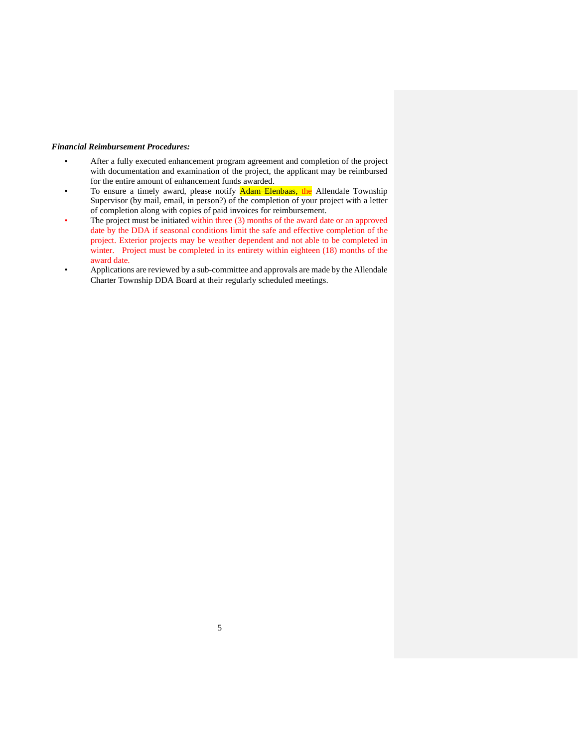***Financial Reimbursement Procedures:***

- After a fully executed enhancement program agreement and completion of the project with documentation and examination of the project, the applicant may be reimbursed for the entire amount of enhancement funds awarded.
- To ensure a timely award, please notify ~~Adam Elenbaas,~~ the Allendale Township Supervisor (by mail, email, in person?) of the completion of your project with a letter of completion along with copies of paid invoices for reimbursement.
- The project must be initiated within three (3) months of the award date or an approved date by the DDA if seasonal conditions limit the safe and effective completion of the project. Exterior projects may be weather dependent and not able to be completed in winter. Project must be completed in its entirety within eighteen (18) months of the award date.
- Applications are reviewed by a sub-committee and approvals are made by the Allendale Charter Township DDA Board at their regularly scheduled meetings.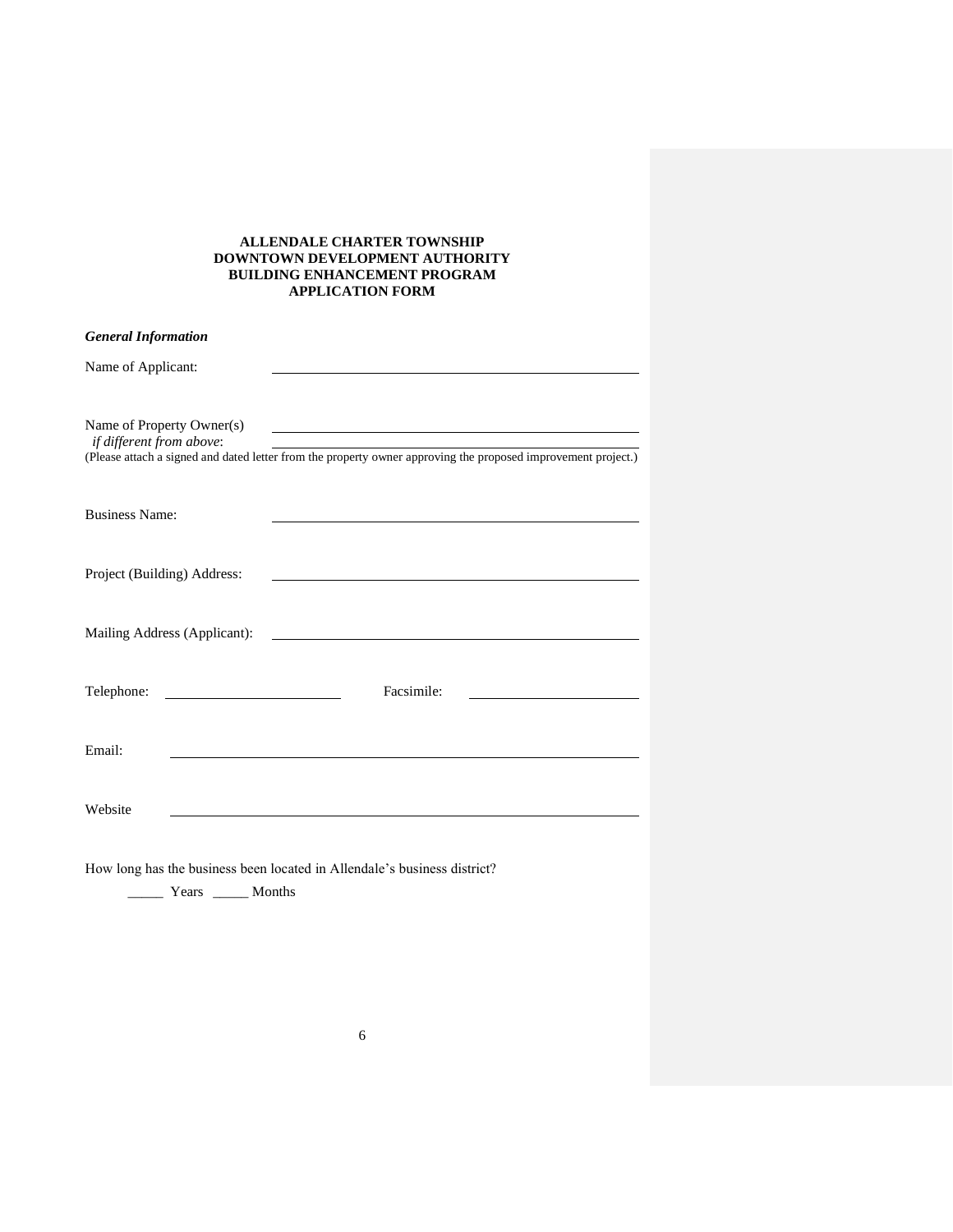**ALLENDALE CHARTER TOWNSHIP**
**DOWNTOWN DEVELOPMENT AUTHORITY**
**BUILDING ENHANCEMENT PROGRAM**
**APPLICATION FORM**

***General Information***

Name of Applicant: ______________________________________________

Name of Property Owner(s) ______________________________________________
*if different from above*: ______________________________________________
(Please attach a signed and dated letter from the property owner approving the proposed improvement project.)

Business Name: ______________________________________________

Project (Building) Address: ______________________________________________

Mailing Address (Applicant): ______________________________________________

Telephone: ______________________ Facsimile: ______________________

Email: ______________________________________________

Website ______________________________________________

How long has the business been located in Allendale's business district?

_____ Years _____ Months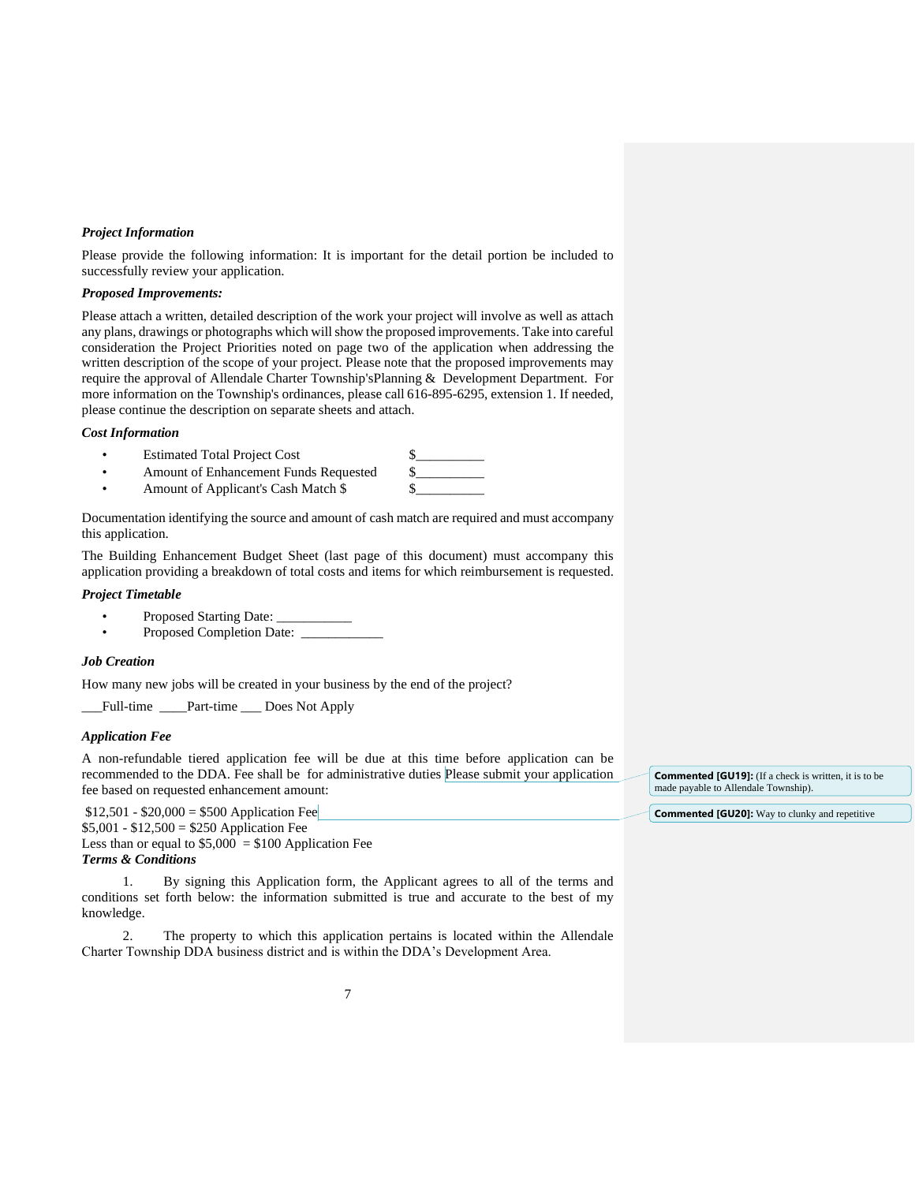***Project Information***

Please provide the following information: It is important for the detail portion be included to successfully review your application.

***Proposed Improvements:***

Please attach a written, detailed description of the work your project will involve as well as attach any plans, drawings or photographs which will show the proposed improvements. Take into careful consideration the Project Priorities noted on page two of the application when addressing the written description of the scope of your project. Please note that the proposed improvements may require the approval of Allendale Charter Township'sPlanning & Development Department. For more information on the Township's ordinances, please call 616-895-6295, extension 1. If needed, please continue the description on separate sheets and attach.

***Cost Information***

- Estimated Total Project Cost $__________
- Amount of Enhancement Funds Requested $__________
- Amount of Applicant's Cash Match $ $__________

Documentation identifying the source and amount of cash match are required and must accompany this application.

The Building Enhancement Budget Sheet (last page of this document) must accompany this application providing a breakdown of total costs and items for which reimbursement is requested.

***Project Timetable***

- Proposed Starting Date: ___________
- Proposed Completion Date: ____________

***Job Creation***

How many new jobs will be created in your business by the end of the project?

___Full-time ____Part-time ___ Does Not Apply

***Application Fee***

A non-refundable tiered application fee will be due at this time before application can be recommended to the DDA. Fee shall be for administrative duties Please submit your application fee based on requested enhancement amount:

$12,501 - $20,000 = $500 Application Fee
$5,001 - $12,500 = $250 Application Fee
Less than or equal to $5,000 = $100 Application Fee

**Commented [GU19]:** (If a check is written, it is to be made payable to Allendale Township).

**Commented [GU20]:** Way to clunky and repetitive

***Terms & Conditions***

1. By signing this Application form, the Applicant agrees to all of the terms and conditions set forth below: the information submitted is true and accurate to the best of my knowledge.

2. The property to which this application pertains is located within the Allendale Charter Township DDA business district and is within the DDA's Development Area.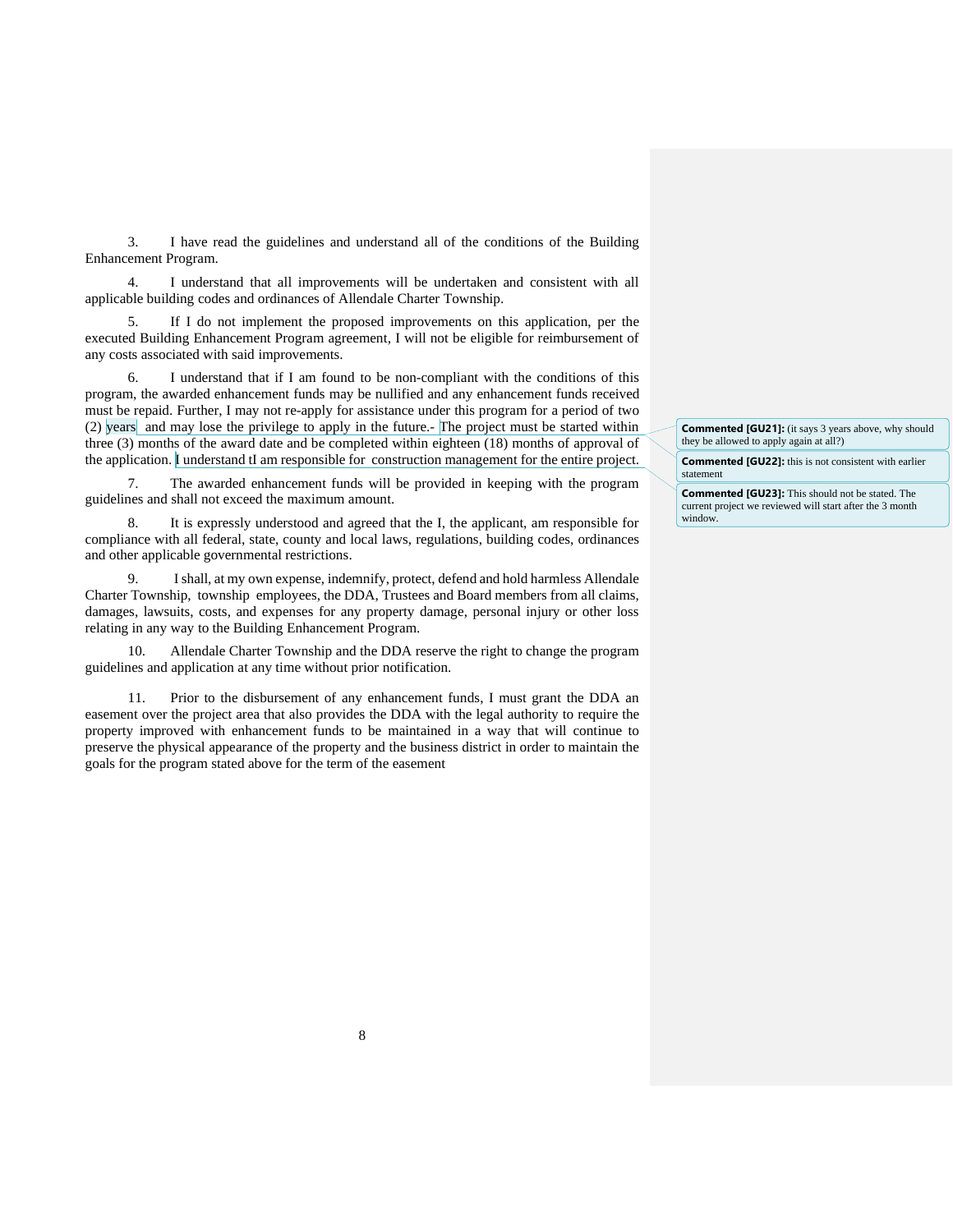3. I have read the guidelines and understand all of the conditions of the Building Enhancement Program.

4. I understand that all improvements will be undertaken and consistent with all applicable building codes and ordinances of Allendale Charter Township.

5. If I do not implement the proposed improvements on this application, per the executed Building Enhancement Program agreement, I will not be eligible for reimbursement of any costs associated with said improvements.

6. I understand that if I am found to be non-compliant with the conditions of this program, the awarded enhancement funds may be nullified and any enhancement funds received must be repaid. Further, I may not re-apply for assistance under this program for a period of two (2) years and may lose the privilege to apply in the future.- The project must be started within three (3) months of the award date and be completed within eighteen (18) months of approval of the application. I understand tI am responsible for construction management for the entire project.

7. The awarded enhancement funds will be provided in keeping with the program guidelines and shall not exceed the maximum amount.

8. It is expressly understood and agreed that the I, the applicant, am responsible for compliance with all federal, state, county and local laws, regulations, building codes, ordinances and other applicable governmental restrictions.

9. I shall, at my own expense, indemnify, protect, defend and hold harmless Allendale Charter Township, township employees, the DDA, Trustees and Board members from all claims, damages, lawsuits, costs, and expenses for any property damage, personal injury or other loss relating in any way to the Building Enhancement Program.

10. Allendale Charter Township and the DDA reserve the right to change the program guidelines and application at any time without prior notification.

11. Prior to the disbursement of any enhancement funds, I must grant the DDA an easement over the project area that also provides the DDA with the legal authority to require the property improved with enhancement funds to be maintained in a way that will continue to preserve the physical appearance of the property and the business district in order to maintain the goals for the program stated above for the term of the easement

**Commented [GU21]:** (it says 3 years above, why should they be allowed to apply again at all?)

**Commented [GU22]:** this is not consistent with earlier statement

**Commented [GU23]:** This should not be stated. The current project we reviewed will start after the 3 month window.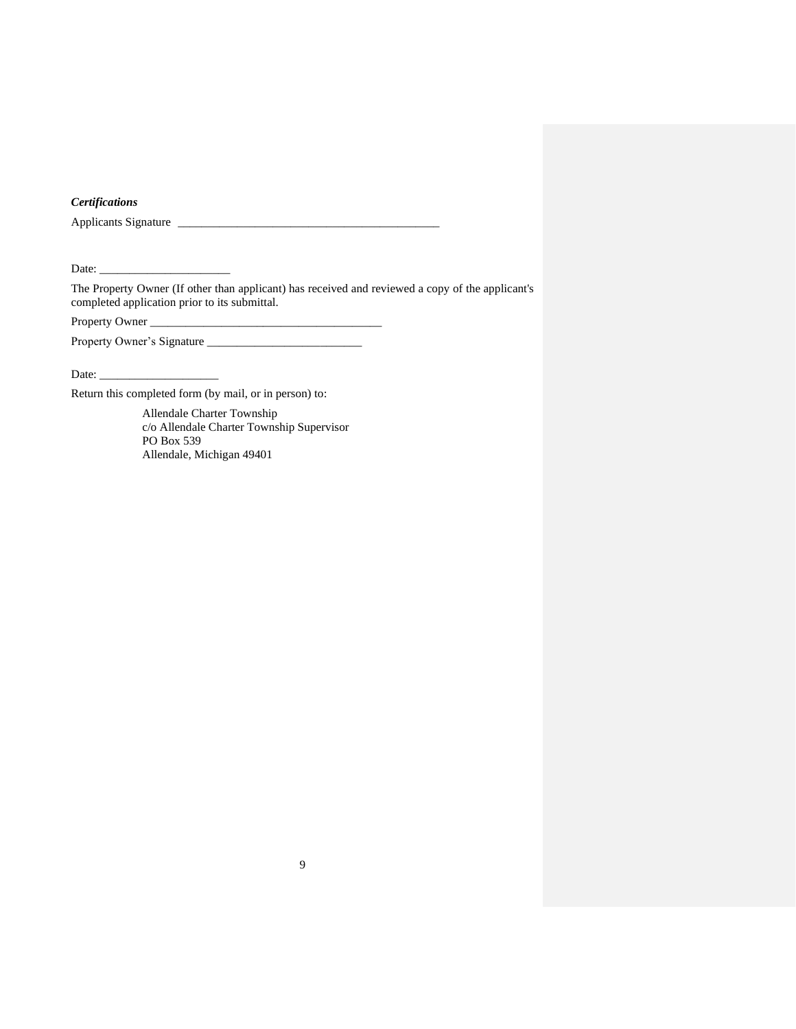***Certifications***

Applicants Signature \_\_\_\_\_\_\_\_\_\_\_\_\_\_\_\_\_\_\_\_\_\_\_\_\_\_\_\_\_\_\_\_\_\_\_\_\_\_\_\_\_\_\_\_

Date: \_\_\_\_\_\_\_\_\_\_\_\_\_\_\_\_\_\_\_\_\_\_

The Property Owner (If other than applicant) has received and reviewed a copy of the applicant's completed application prior to its submittal.

Property Owner \_\_\_\_\_\_\_\_\_\_\_\_\_\_\_\_\_\_\_\_\_\_\_\_\_\_\_\_\_\_\_\_\_\_\_\_\_\_\_

Property Owner's Signature \_\_\_\_\_\_\_\_\_\_\_\_\_\_\_\_\_\_\_\_\_\_\_\_\_\_

Date: \_\_\_\_\_\_\_\_\_\_\_\_\_\_\_\_\_\_\_\_

Return this completed form (by mail, or in person) to:

> Allendale Charter Township
> c/o Allendale Charter Township Supervisor
> PO Box 539
> Allendale, Michigan 49401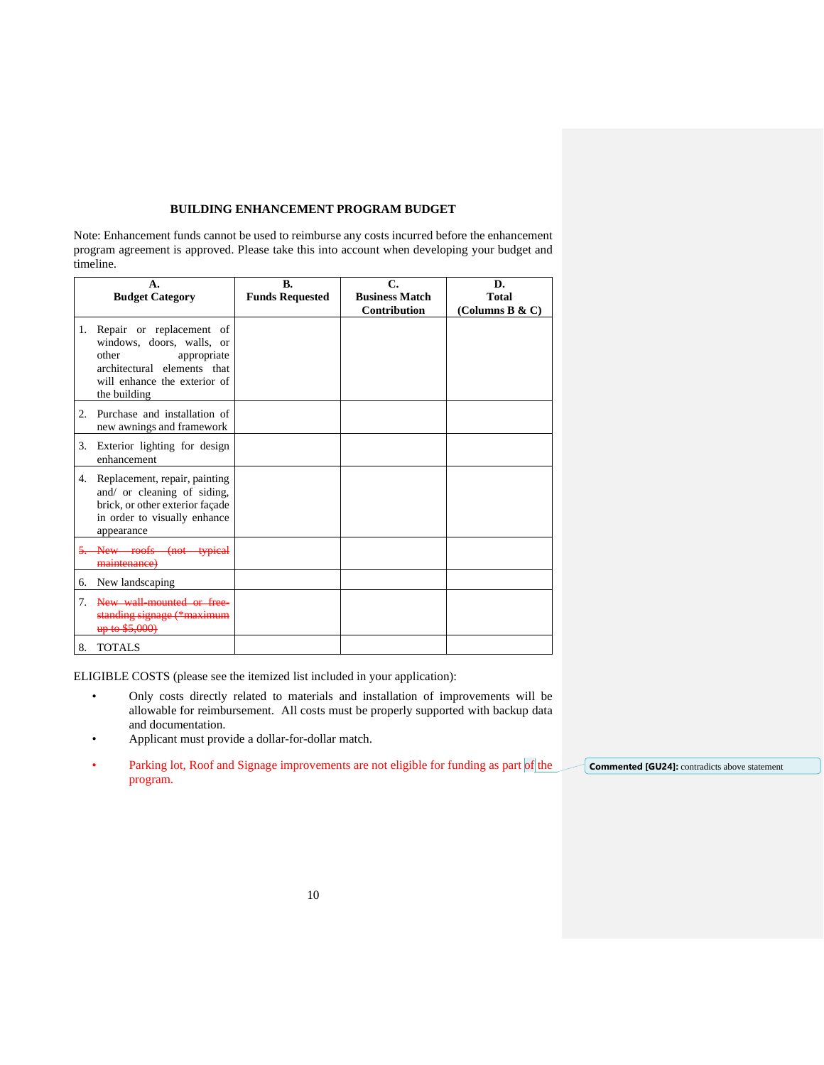**BUILDING ENHANCEMENT PROGRAM BUDGET**

Note: Enhancement funds cannot be used to reimburse any costs incurred before the enhancement program agreement is approved. Please take this into account when developing your budget and timeline.

| A. Budget Category | B. Funds Requested | C. Business Match Contribution | D. Total (Columns B & C) |
|---|---|---|---|
| 1. Repair or replacement of windows, doors, walls, or other appropriate architectural elements that will enhance the exterior of the building | | | |
| 2. Purchase and installation of new awnings and framework | | | |
| 3. Exterior lighting for design enhancement | | | |
| 4. Replacement, repair, painting and/ or cleaning of siding, brick, or other exterior façade in order to visually enhance appearance | | | |
| ~~5. New roofs (not typical maintenance)~~ | | | |
| 6. New landscaping | | | |
| 7. ~~New wall-mounted or free-standing signage (*maximum up to $5,000)~~ | | | |
| 8. TOTALS | | | |

ELIGIBLE COSTS (please see the itemized list included in your application):

- Only costs directly related to materials and installation of improvements will be allowable for reimbursement. All costs must be properly supported with backup data and documentation.
- Applicant must provide a dollar-for-dollar match.
- Parking lot, Roof and Signage improvements are not eligible for funding as part of the program.

**Commented [GU24]:** contradicts above statement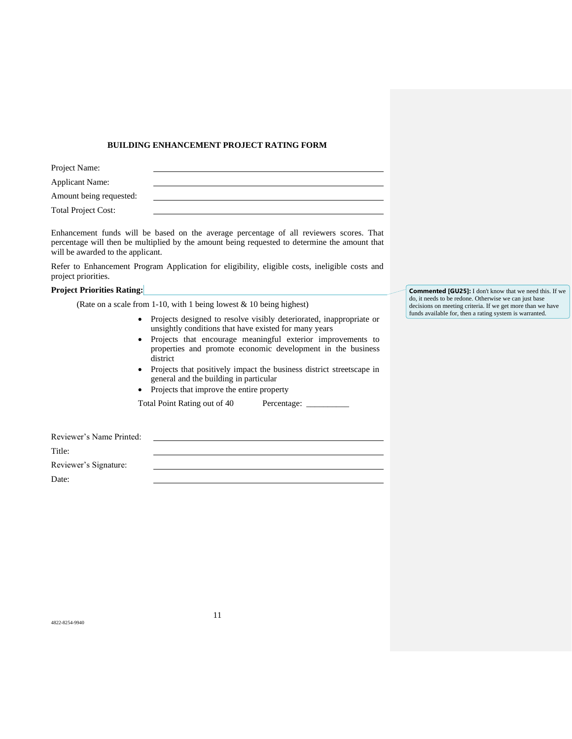# BUILDING ENHANCEMENT PROJECT RATING FORM

Project Name: ______________________________

Applicant Name: ______________________________

Amount being requested: ______________________________

Total Project Cost: ______________________________

Enhancement funds will be based on the average percentage of all reviewers scores. That percentage will then be multiplied by the amount being requested to determine the amount that will be awarded to the applicant.

Refer to Enhancement Program Application for eligibility, eligible costs, ineligible costs and project priorities.

**Project Priorities Rating:**

> **Commented [GU25]:** I don't know that we need this. If we do, it needs to be redone. Otherwise we can just base decisions on meeting criteria. If we get more than we have funds available for, then a rating system is warranted.

(Rate on a scale from 1-10, with 1 being lowest & 10 being highest)

- Projects designed to resolve visibly deteriorated, inappropriate or unsightly conditions that have existed for many years
- Projects that encourage meaningful exterior improvements to properties and promote economic development in the business district
- Projects that positively impact the business district streetscape in general and the building in particular
- Projects that improve the entire property

Total Point Rating out of 40 Percentage: __________

Reviewer's Name Printed: ______________________________

Title: ______________________________

Reviewer's Signature: ______________________________

Date: ______________________________

4822-8254-9940